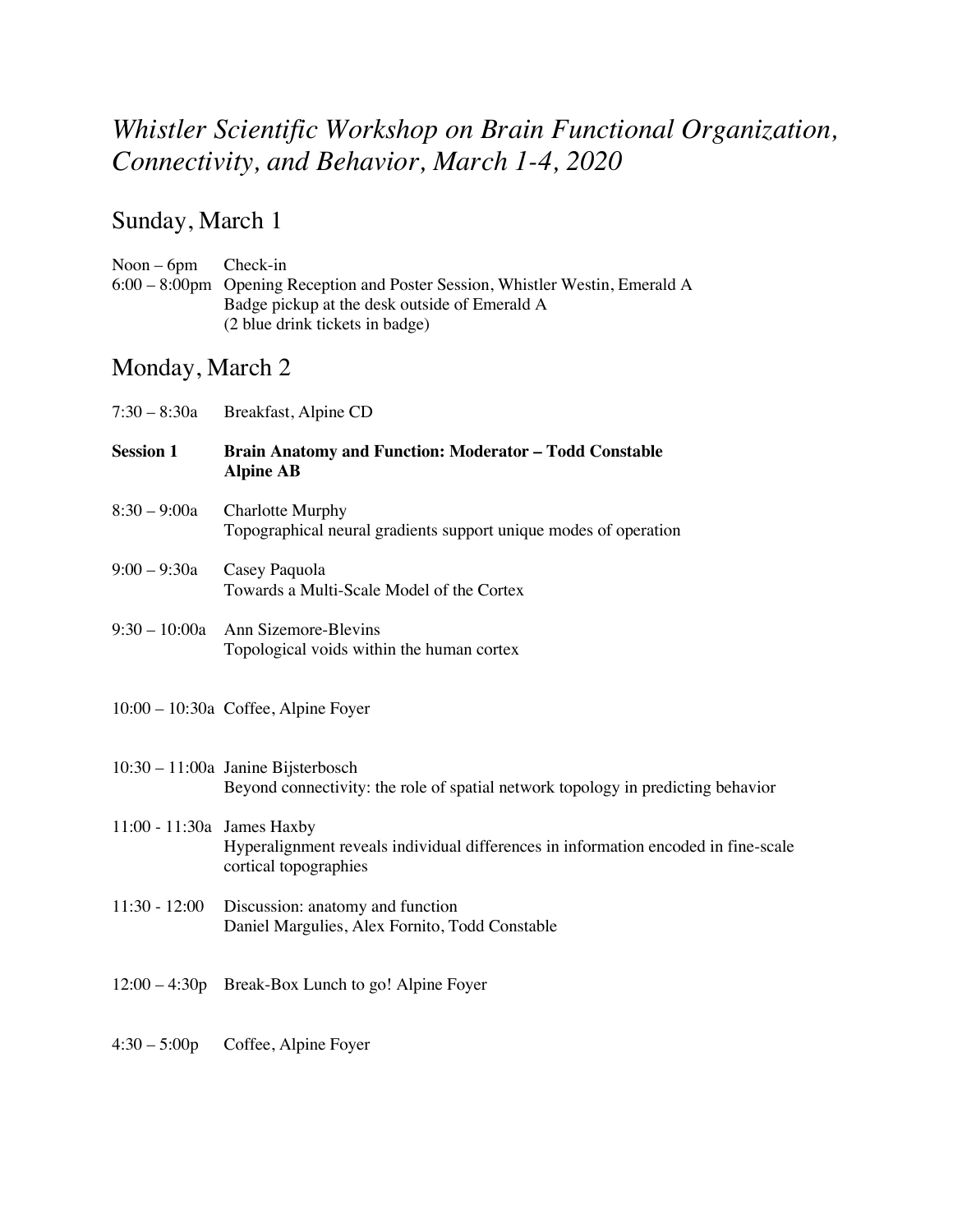# *Whistler Scientific Workshop on Brain Functional Organization, Connectivity, and Behavior, March 1-4, 2020*

## Sunday, March 1

Noon – 6pm Check-in

6:00 – 8:00pm Opening Reception and Poster Session, Whistler Westin, Emerald A
Badge pickup at the desk outside of Emerald A
(2 blue drink tickets in badge)

## Monday, March 2

7:30 – 8:30a Breakfast, Alpine CD

**Session 1 Brain Anatomy and Function: Moderator – Todd Constable**
**Alpine AB**

8:30 – 9:00a Charlotte Murphy
Topographical neural gradients support unique modes of operation

9:00 – 9:30a Casey Paquola
Towards a Multi-Scale Model of the Cortex

9:30 – 10:00a Ann Sizemore-Blevins
Topological voids within the human cortex

10:00 – 10:30a Coffee, Alpine Foyer

10:30 – 11:00a Janine Bijsterbosch
Beyond connectivity: the role of spatial network topology in predicting behavior

11:00 - 11:30a James Haxby
Hyperalignment reveals individual differences in information encoded in fine-scale cortical topographies

11:30 - 12:00 Discussion: anatomy and function
Daniel Margulies, Alex Fornito, Todd Constable

12:00 – 4:30p Break-Box Lunch to go! Alpine Foyer

4:30 – 5:00p Coffee, Alpine Foyer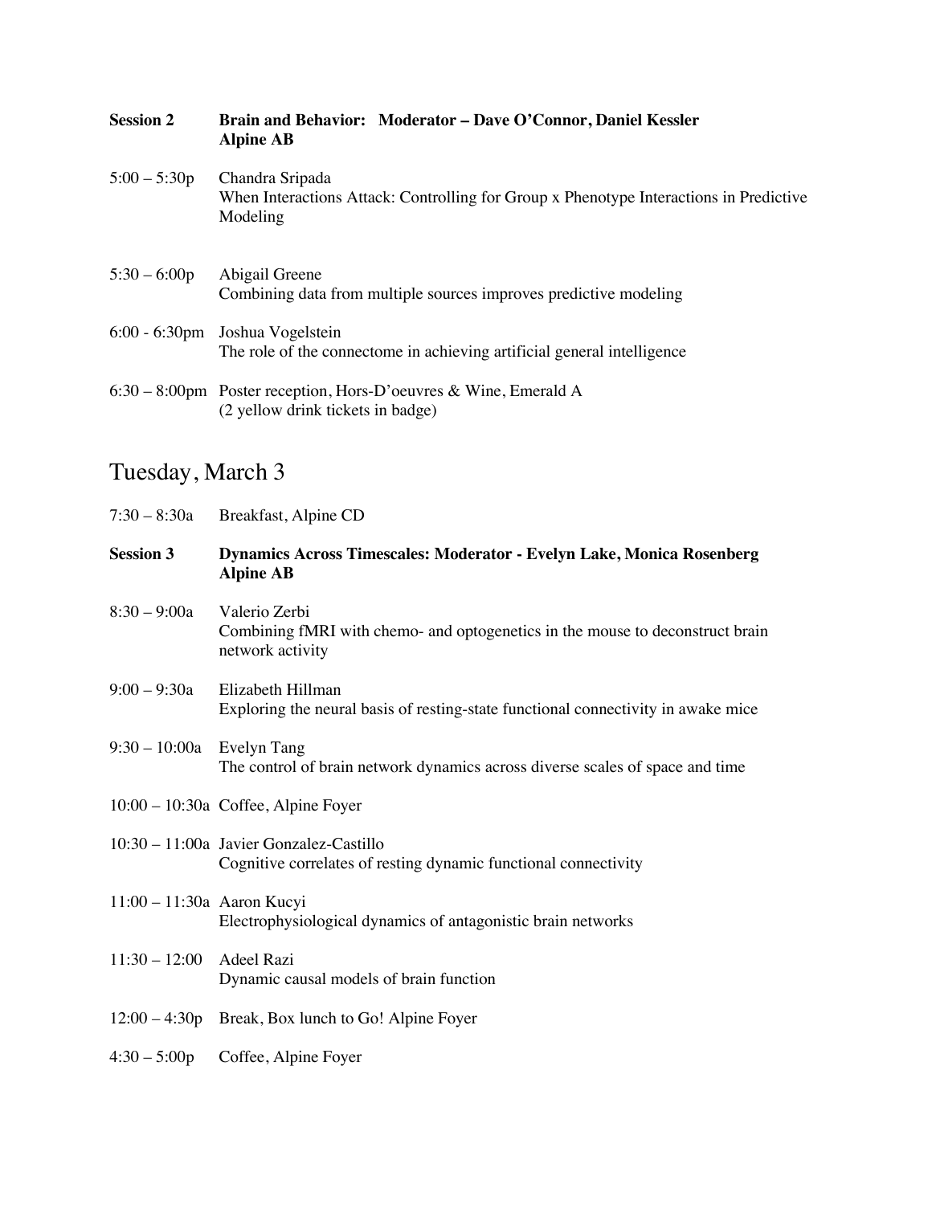**Session 2** **Brain and Behavior: Moderator – Dave O'Connor, Daniel Kessler**
**Alpine AB**

5:00 – 5:30p Chandra Sripada
When Interactions Attack: Controlling for Group x Phenotype Interactions in Predictive Modeling

5:30 – 6:00p Abigail Greene
Combining data from multiple sources improves predictive modeling

6:00 - 6:30pm Joshua Vogelstein
The role of the connectome in achieving artificial general intelligence

6:30 – 8:00pm Poster reception, Hors-D'oeuvres & Wine, Emerald A
(2 yellow drink tickets in badge)

## Tuesday, March 3

7:30 – 8:30a Breakfast, Alpine CD

**Session 3** **Dynamics Across Timescales: Moderator - Evelyn Lake, Monica Rosenberg**
**Alpine AB**

8:30 – 9:00a Valerio Zerbi
Combining fMRI with chemo- and optogenetics in the mouse to deconstruct brain network activity

9:00 – 9:30a Elizabeth Hillman
Exploring the neural basis of resting-state functional connectivity in awake mice

9:30 – 10:00a Evelyn Tang
The control of brain network dynamics across diverse scales of space and time

10:00 – 10:30a Coffee, Alpine Foyer

10:30 – 11:00a Javier Gonzalez-Castillo
Cognitive correlates of resting dynamic functional connectivity

11:00 – 11:30a Aaron Kucyi
Electrophysiological dynamics of antagonistic brain networks

11:30 – 12:00 Adeel Razi
Dynamic causal models of brain function

12:00 – 4:30p Break, Box lunch to Go! Alpine Foyer

4:30 – 5:00p Coffee, Alpine Foyer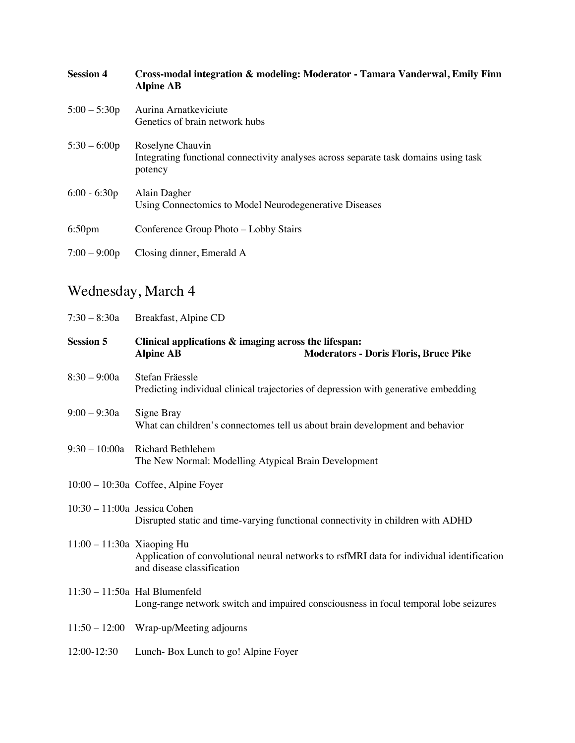| | |
|---|---|
| **Session 4** | **Cross-modal integration & modeling: Moderator - Tamara Vanderwal, Emily Finn Alpine AB** |
| 5:00 – 5:30p | Aurina Arnatkeviciute<br>Genetics of brain network hubs |
| 5:30 – 6:00p | Roselyne Chauvin<br>Integrating functional connectivity analyses across separate task domains using task potency |
| 6:00 - 6:30p | Alain Dagher<br>Using Connectomics to Model Neurodegenerative Diseases |
| 6:50pm | Conference Group Photo – Lobby Stairs |
| 7:00 – 9:00p | Closing dinner, Emerald A |

## Wednesday, March 4

| | |
|---|---|
| 7:30 – 8:30a | Breakfast, Alpine CD |
| **Session 5** | **Clinical applications & imaging across the lifespan:**<br>**Alpine AB** **Moderators - Doris Floris, Bruce Pike** |
| 8:30 – 9:00a | Stefan Fräessle<br>Predicting individual clinical trajectories of depression with generative embedding |
| 9:00 – 9:30a | Signe Bray<br>What can children's connectomes tell us about brain development and behavior |
| 9:30 – 10:00a | Richard Bethlehem<br>The New Normal: Modelling Atypical Brain Development |
| 10:00 – 10:30a | Coffee, Alpine Foyer |
| 10:30 – 11:00a | Jessica Cohen<br>Disrupted static and time-varying functional connectivity in children with ADHD |
| 11:00 – 11:30a | Xiaoping Hu<br>Application of convolutional neural networks to rsfMRI data for individual identification and disease classification |
| 11:30 – 11:50a | Hal Blumenfeld<br>Long-range network switch and impaired consciousness in focal temporal lobe seizures |
| 11:50 – 12:00 | Wrap-up/Meeting adjourns |
| 12:00-12:30 | Lunch- Box Lunch to go! Alpine Foyer |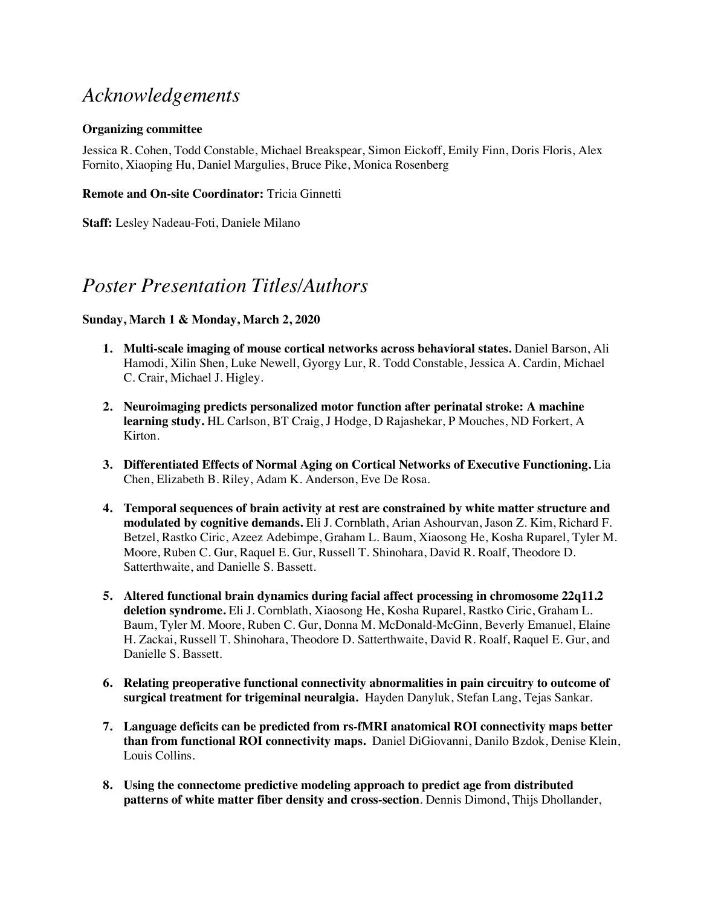# *Acknowledgements*

**Organizing committee**

Jessica R. Cohen, Todd Constable, Michael Breakspear, Simon Eickoff, Emily Finn, Doris Floris, Alex Fornito, Xiaoping Hu, Daniel Margulies, Bruce Pike, Monica Rosenberg

**Remote and On-site Coordinator:** Tricia Ginnetti

**Staff:** Lesley Nadeau-Foti, Daniele Milano

# *Poster Presentation Titles/Authors*

**Sunday, March 1 & Monday, March 2, 2020**

1. **Multi-scale imaging of mouse cortical networks across behavioral states.** Daniel Barson, Ali Hamodi, Xilin Shen, Luke Newell, Gyorgy Lur, R. Todd Constable, Jessica A. Cardin, Michael C. Crair, Michael J. Higley.

2. **Neuroimaging predicts personalized motor function after perinatal stroke: A machine learning study.** HL Carlson, BT Craig, J Hodge, D Rajashekar, P Mouches, ND Forkert, A Kirton.

3. **Differentiated Effects of Normal Aging on Cortical Networks of Executive Functioning.** Lia Chen, Elizabeth B. Riley, Adam K. Anderson, Eve De Rosa.

4. **Temporal sequences of brain activity at rest are constrained by white matter structure and modulated by cognitive demands.** Eli J. Cornblath, Arian Ashourvan, Jason Z. Kim, Richard F. Betzel, Rastko Ciric, Azeez Adebimpe, Graham L. Baum, Xiaosong He, Kosha Ruparel, Tyler M. Moore, Ruben C. Gur, Raquel E. Gur, Russell T. Shinohara, David R. Roalf, Theodore D. Satterthwaite, and Danielle S. Bassett.

5. **Altered functional brain dynamics during facial affect processing in chromosome 22q11.2 deletion syndrome.** Eli J. Cornblath, Xiaosong He, Kosha Ruparel, Rastko Ciric, Graham L. Baum, Tyler M. Moore, Ruben C. Gur, Donna M. McDonald-McGinn, Beverly Emanuel, Elaine H. Zackai, Russell T. Shinohara, Theodore D. Satterthwaite, David R. Roalf, Raquel E. Gur, and Danielle S. Bassett.

6. **Relating preoperative functional connectivity abnormalities in pain circuitry to outcome of surgical treatment for trigeminal neuralgia.** Hayden Danyluk, Stefan Lang, Tejas Sankar.

7. **Language deficits can be predicted from rs-fMRI anatomical ROI connectivity maps better than from functional ROI connectivity maps.** Daniel DiGiovanni, Danilo Bzdok, Denise Klein, Louis Collins.

8. **Using the connectome predictive modeling approach to predict age from distributed patterns of white matter fiber density and cross-section**. Dennis Dimond, Thijs Dhollander,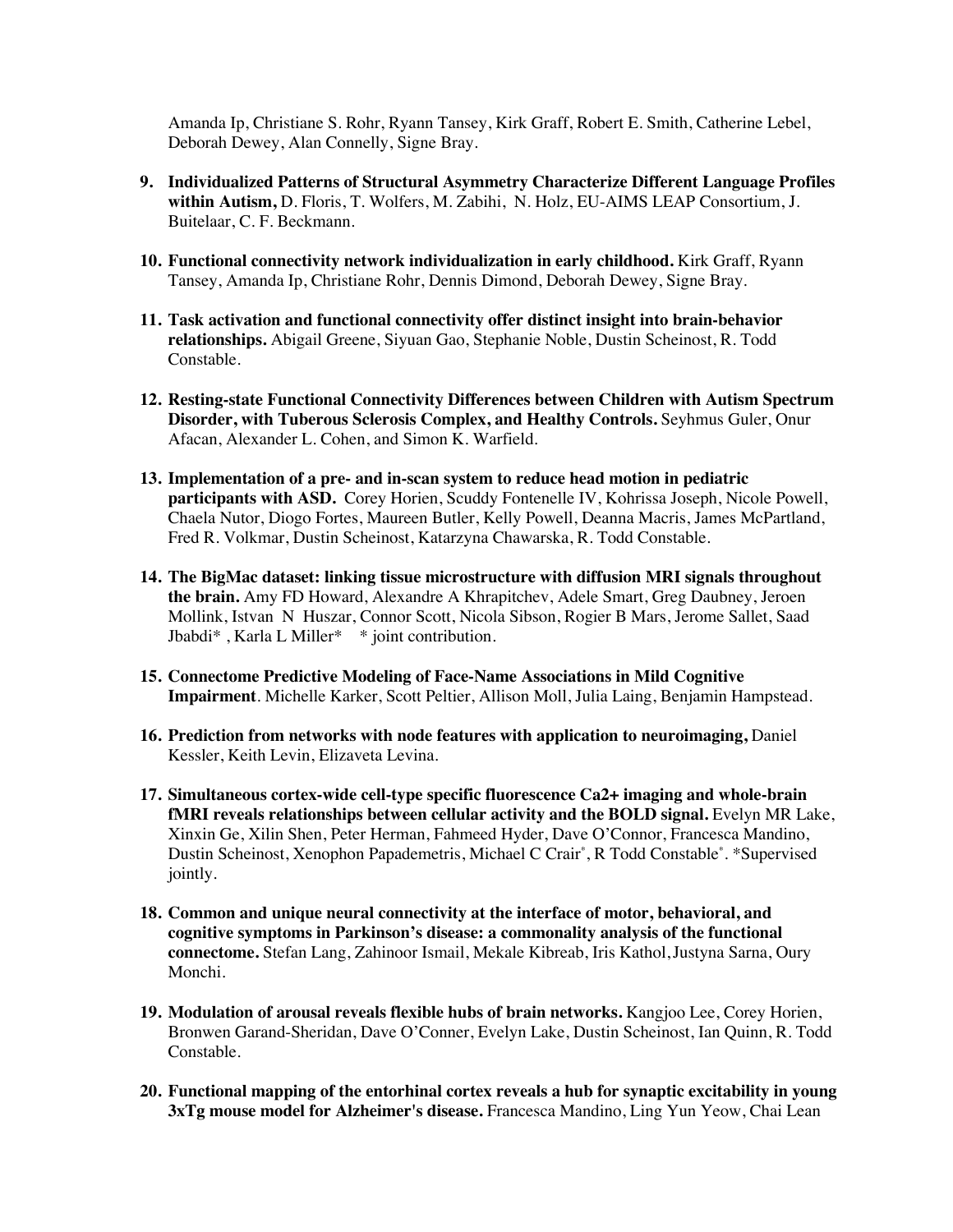Amanda Ip, Christiane S. Rohr, Ryann Tansey, Kirk Graff, Robert E. Smith, Catherine Lebel, Deborah Dewey, Alan Connelly, Signe Bray.

9. **Individualized Patterns of Structural Asymmetry Characterize Different Language Profiles within Autism,** D. Floris, T. Wolfers, M. Zabihi, N. Holz, EU-AIMS LEAP Consortium, J. Buitelaar, C. F. Beckmann.

10. **Functional connectivity network individualization in early childhood.** Kirk Graff, Ryann Tansey, Amanda Ip, Christiane Rohr, Dennis Dimond, Deborah Dewey, Signe Bray.

11. **Task activation and functional connectivity offer distinct insight into brain-behavior relationships.** Abigail Greene, Siyuan Gao, Stephanie Noble, Dustin Scheinost, R. Todd Constable.

12. **Resting-state Functional Connectivity Differences between Children with Autism Spectrum Disorder, with Tuberous Sclerosis Complex, and Healthy Controls.** Seyhmus Guler, Onur Afacan, Alexander L. Cohen, and Simon K. Warfield.

13. **Implementation of a pre- and in-scan system to reduce head motion in pediatric participants with ASD.** Corey Horien, Scuddy Fontenelle IV, Kohrissa Joseph, Nicole Powell, Chaela Nutor, Diogo Fortes, Maureen Butler, Kelly Powell, Deanna Macris, James McPartland, Fred R. Volkmar, Dustin Scheinost, Katarzyna Chawarska, R. Todd Constable.

14. **The BigMac dataset: linking tissue microstructure with diffusion MRI signals throughout the brain.** Amy FD Howard, Alexandre A Khrapitchev, Adele Smart, Greg Daubney, Jeroen Mollink, Istvan N Huszar, Connor Scott, Nicola Sibson, Rogier B Mars, Jerome Sallet, Saad Jbabdi* , Karla L Miller* * joint contribution.

15. **Connectome Predictive Modeling of Face-Name Associations in Mild Cognitive Impairment**. Michelle Karker, Scott Peltier, Allison Moll, Julia Laing, Benjamin Hampstead.

16. **Prediction from networks with node features with application to neuroimaging,** Daniel Kessler, Keith Levin, Elizaveta Levina.

17. **Simultaneous cortex-wide cell-type specific fluorescence Ca2+ imaging and whole-brain fMRI reveals relationships between cellular activity and the BOLD signal.** Evelyn MR Lake, Xinxin Ge, Xilin Shen, Peter Herman, Fahmeed Hyder, Dave O'Connor, Francesca Mandino, Dustin Scheinost, Xenophon Papademetris, Michael C Crair*, R Todd Constable*. *Supervised jointly.

18. **Common and unique neural connectivity at the interface of motor, behavioral, and cognitive symptoms in Parkinson's disease: a commonality analysis of the functional connectome.** Stefan Lang, Zahinoor Ismail, Mekale Kibreab, Iris Kathol, Justyna Sarna, Oury Monchi.

19. **Modulation of arousal reveals flexible hubs of brain networks.** Kangjoo Lee, Corey Horien, Bronwen Garand-Sheridan, Dave O'Conner, Evelyn Lake, Dustin Scheinost, Ian Quinn, R. Todd Constable.

20. **Functional mapping of the entorhinal cortex reveals a hub for synaptic excitability in young 3xTg mouse model for Alzheimer's disease.** Francesca Mandino, Ling Yun Yeow, Chai Lean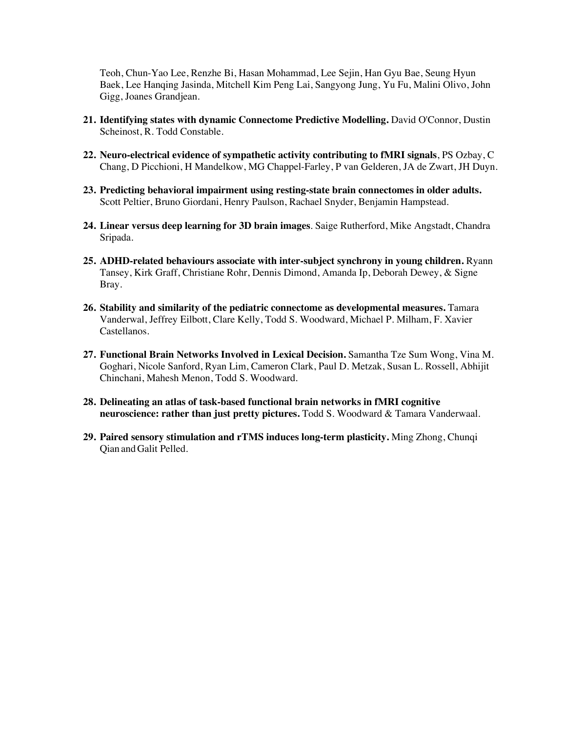Teoh, Chun-Yao Lee, Renzhe Bi, Hasan Mohammad, Lee Sejin, Han Gyu Bae, Seung Hyun Baek, Lee Hanqing Jasinda, Mitchell Kim Peng Lai, Sangyong Jung, Yu Fu, Malini Olivo, John Gigg, Joanes Grandjean.

21. **Identifying states with dynamic Connectome Predictive Modelling.** David O'Connor, Dustin Scheinost, R. Todd Constable.

22. **Neuro-electrical evidence of sympathetic activity contributing to fMRI signals**, PS Ozbay, C Chang, D Picchioni, H Mandelkow, MG Chappel-Farley, P van Gelderen, JA de Zwart, JH Duyn.

23. **Predicting behavioral impairment using resting-state brain connectomes in older adults.** Scott Peltier, Bruno Giordani, Henry Paulson, Rachael Snyder, Benjamin Hampstead.

24. **Linear versus deep learning for 3D brain images**. Saige Rutherford, Mike Angstadt, Chandra Sripada.

25. **ADHD-related behaviours associate with inter-subject synchrony in young children.** Ryann Tansey, Kirk Graff, Christiane Rohr, Dennis Dimond, Amanda Ip, Deborah Dewey, & Signe Bray.

26. **Stability and similarity of the pediatric connectome as developmental measures.** Tamara Vanderwal, Jeffrey Eilbott, Clare Kelly, Todd S. Woodward, Michael P. Milham, F. Xavier Castellanos.

27. **Functional Brain Networks Involved in Lexical Decision.** Samantha Tze Sum Wong, Vina M. Goghari, Nicole Sanford, Ryan Lim, Cameron Clark, Paul D. Metzak, Susan L. Rossell, Abhijit Chinchani, Mahesh Menon, Todd S. Woodward.

28. **Delineating an atlas of task-based functional brain networks in fMRI cognitive neuroscience: rather than just pretty pictures.** Todd S. Woodward & Tamara Vanderwaal.

29. **Paired sensory stimulation and rTMS induces long-term plasticity.** Ming Zhong, Chunqi Qian and Galit Pelled.